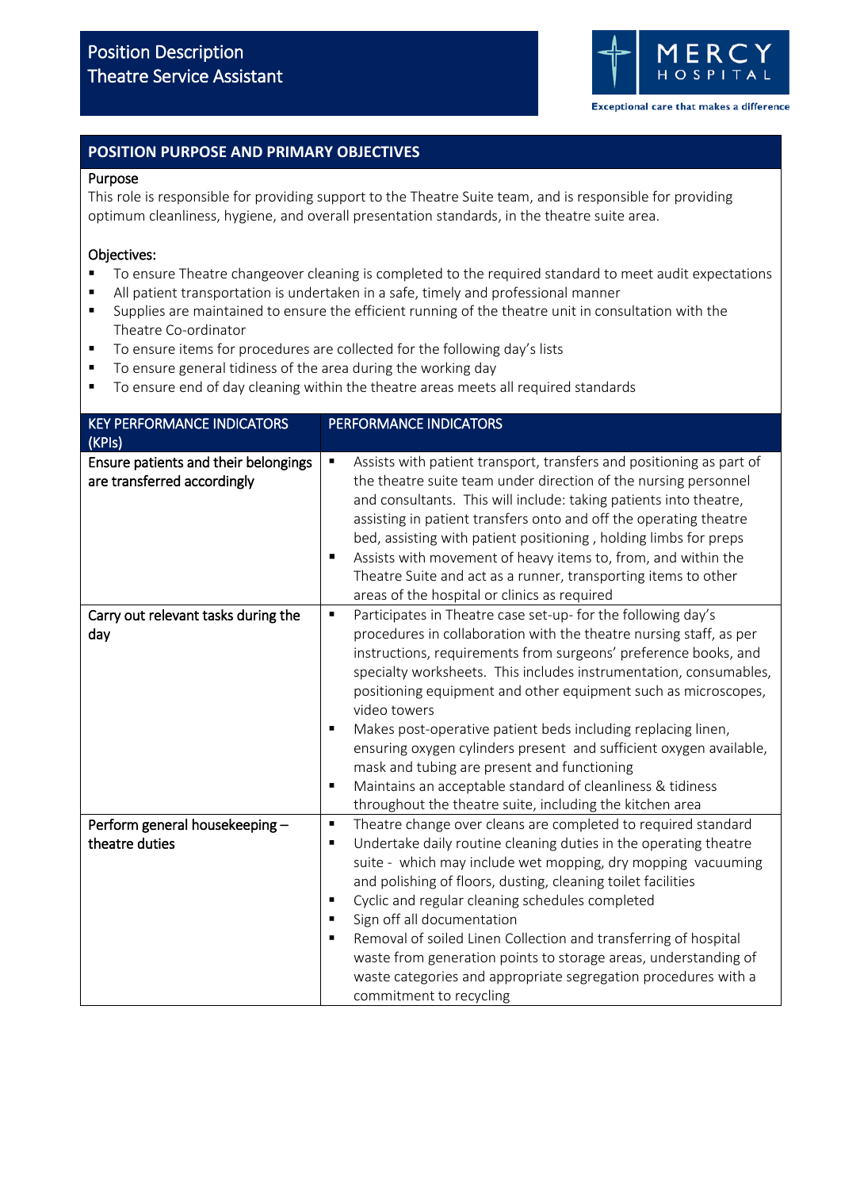# Position Description
# Theatre Service Assistant

MERCY HOSPITAL

Exceptional care that makes a difference

## POSITION PURPOSE AND PRIMARY OBJECTIVES

**Purpose**

This role is responsible for providing support to the Theatre Suite team, and is responsible for providing optimum cleanliness, hygiene, and overall presentation standards, in the theatre suite area.

**Objectives:**

- To ensure Theatre changeover cleaning is completed to the required standard to meet audit expectations
- All patient transportation is undertaken in a safe, timely and professional manner
- Supplies are maintained to ensure the efficient running of the theatre unit in consultation with the Theatre Co-ordinator
- To ensure items for procedures are collected for the following day's lists
- To ensure general tidiness of the area during the working day
- To ensure end of day cleaning within the theatre areas meets all required standards

| KEY PERFORMANCE INDICATORS (KPIs) | PERFORMANCE INDICATORS |
|---|---|
| Ensure patients and their belongings are transferred accordingly | ▪ Assists with patient transport, transfers and positioning as part of the theatre suite team under direction of the nursing personnel and consultants. This will include: taking patients into theatre, assisting in patient transfers onto and off the operating theatre bed, assisting with patient positioning , holding limbs for preps<br>▪ Assists with movement of heavy items to, from, and within the Theatre Suite and act as a runner, transporting items to other areas of the hospital or clinics as required |
| Carry out relevant tasks during the day | ▪ Participates in Theatre case set-up- for the following day's procedures in collaboration with the theatre nursing staff, as per instructions, requirements from surgeons' preference books, and specialty worksheets. This includes instrumentation, consumables, positioning equipment and other equipment such as microscopes, video towers<br>▪ Makes post-operative patient beds including replacing linen, ensuring oxygen cylinders present and sufficient oxygen available, mask and tubing are present and functioning<br>▪ Maintains an acceptable standard of cleanliness & tidiness throughout the theatre suite, including the kitchen area |
| Perform general housekeeping – theatre duties | ▪ Theatre change over cleans are completed to required standard<br>▪ Undertake daily routine cleaning duties in the operating theatre suite - which may include wet mopping, dry mopping vacuuming and polishing of floors, dusting, cleaning toilet facilities<br>▪ Cyclic and regular cleaning schedules completed<br>▪ Sign off all documentation<br>▪ Removal of soiled Linen Collection and transferring of hospital waste from generation points to storage areas, understanding of waste categories and appropriate segregation procedures with a commitment to recycling |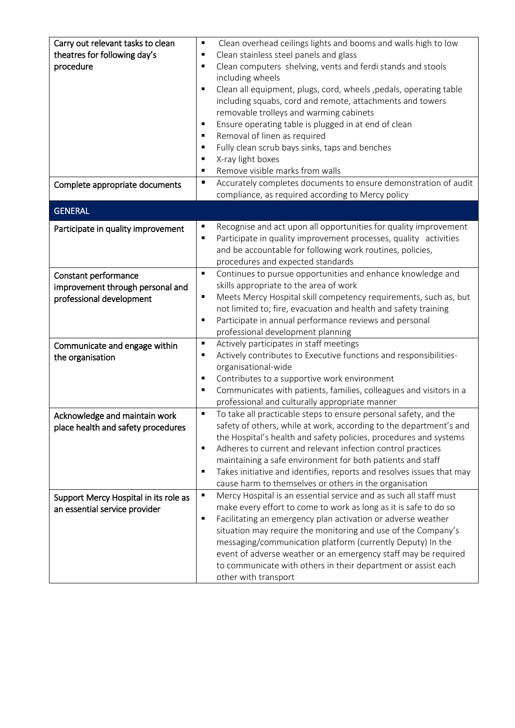| | |
|---|---|
| Carry out relevant tasks to clean theatres for following day's procedure | ▪ Clean overhead ceilings lights and booms and walls high to low<br>▪ Clean stainless steel panels and glass<br>▪ Clean computers shelving, vents and ferdi stands and stools including wheels<br>▪ Clean all equipment, plugs, cord, wheels ,pedals, operating table including squabs, cord and remote, attachments and towers removable trolleys and warming cabinets<br>▪ Ensure operating table is plugged in at end of clean<br>▪ Removal of linen as required<br>▪ Fully clean scrub bays sinks, taps and benches<br>▪ X-ray light boxes<br>▪ Remove visible marks from walls |
| Complete appropriate documents | ▪ Accurately completes documents to ensure demonstration of audit compliance, as required according to Mercy policy |
| **GENERAL** | |
| Participate in quality improvement | ▪ Recognise and act upon all opportunities for quality improvement<br>▪ Participate in quality improvement processes, quality activities and be accountable for following work routines, policies, procedures and expected standards |
| Constant performance improvement through personal and professional development | ▪ Continues to pursue opportunities and enhance knowledge and skills appropriate to the area of work<br>▪ Meets Mercy Hospital skill competency requirements, such as, but not limited to; fire, evacuation and health and safety training<br>▪ Participate in annual performance reviews and personal professional development planning |
| Communicate and engage within the organisation | ▪ Actively participates in staff meetings<br>▪ Actively contributes to Executive functions and responsibilities-organisational-wide<br>▪ Contributes to a supportive work environment<br>▪ Communicates with patients, families, colleagues and visitors in a professional and culturally appropriate manner |
| Acknowledge and maintain work place health and safety procedures | ▪ To take all practicable steps to ensure personal safety, and the safety of others, while at work, according to the department's and the Hospital's health and safety policies, procedures and systems<br>▪ Adheres to current and relevant infection control practices maintaining a safe environment for both patients and staff<br>▪ Takes initiative and identifies, reports and resolves issues that may cause harm to themselves or others in the organisation |
| Support Mercy Hospital in its role as an essential service provider | ▪ Mercy Hospital is an essential service and as such all staff must make every effort to come to work as long as it is safe to do so<br>▪ Facilitating an emergency plan activation or adverse weather situation may require the monitoring and use of the Company's messaging/communication platform (currently Deputy) In the event of adverse weather or an emergency staff may be required to communicate with others in their department or assist each other with transport |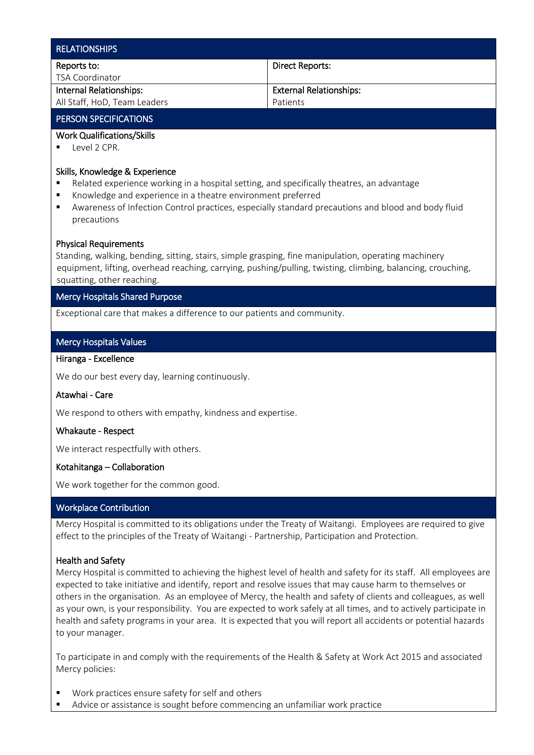## RELATIONSHIPS

| Reports to: | Direct Reports: |
| --- | --- |
| TSA Coordinator | |
| **Internal Relationships:** | **External Relationships:** |
| All Staff, HoD, Team Leaders | Patients |

## PERSON SPECIFICATIONS

### Work Qualifications/Skills

- Level 2 CPR.

### Skills, Knowledge & Experience

- Related experience working in a hospital setting, and specifically theatres, an advantage
- Knowledge and experience in a theatre environment preferred
- Awareness of Infection Control practices, especially standard precautions and blood and body fluid precautions

### Physical Requirements

Standing, walking, bending, sitting, stairs, simple grasping, fine manipulation, operating machinery equipment, lifting, overhead reaching, carrying, pushing/pulling, twisting, climbing, balancing, crouching, squatting, other reaching.

## Mercy Hospitals Shared Purpose

Exceptional care that makes a difference to our patients and community.

## Mercy Hospitals Values

### Hiranga - Excellence

We do our best every day, learning continuously.

### Atawhai - Care

We respond to others with empathy, kindness and expertise.

### Whakaute - Respect

We interact respectfully with others.

### Kotahitanga – Collaboration

We work together for the common good.

## Workplace Contribution

Mercy Hospital is committed to its obligations under the Treaty of Waitangi. Employees are required to give effect to the principles of the Treaty of Waitangi - Partnership, Participation and Protection.

### Health and Safety

Mercy Hospital is committed to achieving the highest level of health and safety for its staff. All employees are expected to take initiative and identify, report and resolve issues that may cause harm to themselves or others in the organisation. As an employee of Mercy, the health and safety of clients and colleagues, as well as your own, is your responsibility. You are expected to work safely at all times, and to actively participate in health and safety programs in your area. It is expected that you will report all accidents or potential hazards to your manager.

To participate in and comply with the requirements of the Health & Safety at Work Act 2015 and associated Mercy policies:

- Work practices ensure safety for self and others
- Advice or assistance is sought before commencing an unfamiliar work practice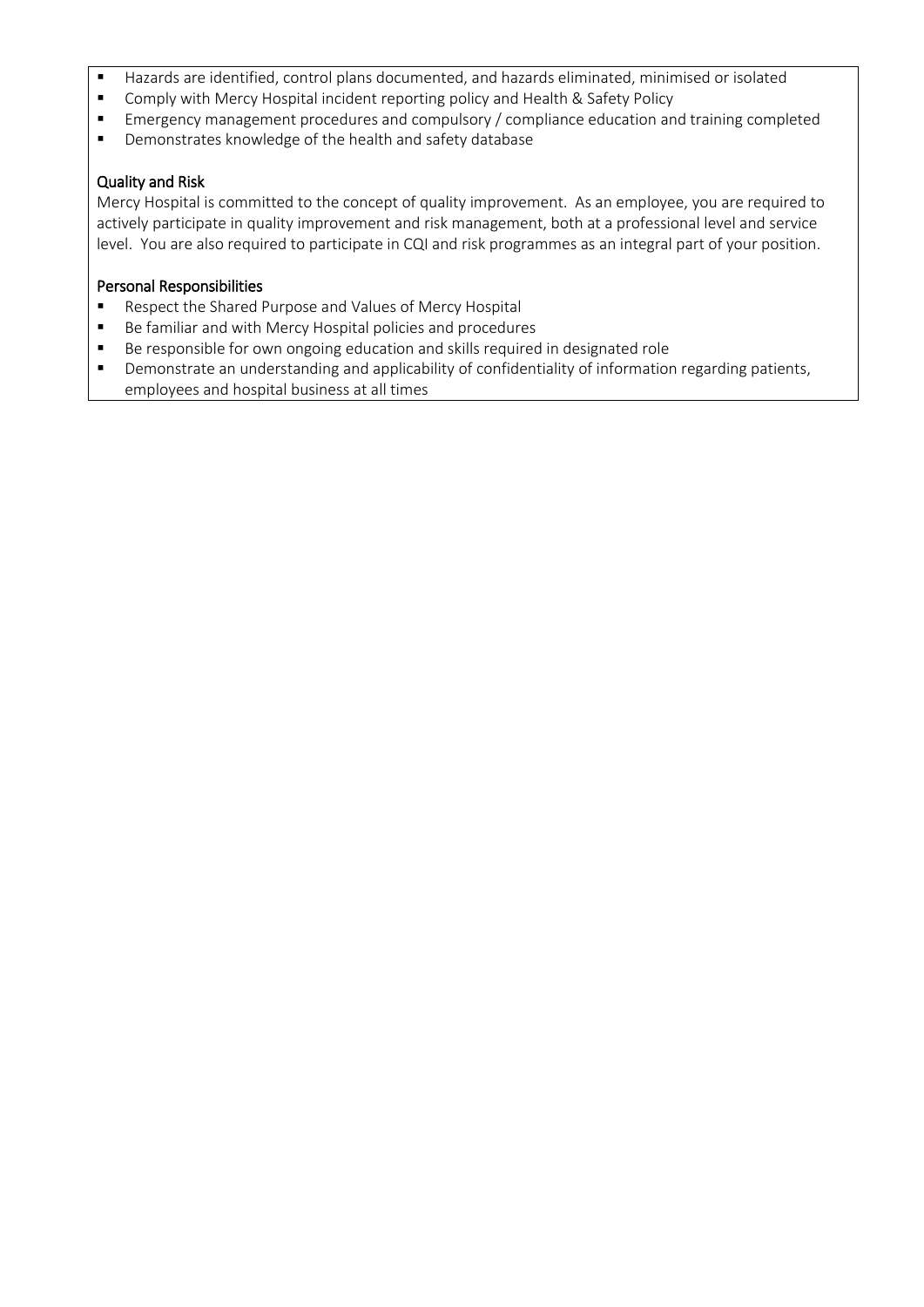- Hazards are identified, control plans documented, and hazards eliminated, minimised or isolated
- Comply with Mercy Hospital incident reporting policy and Health & Safety Policy
- Emergency management procedures and compulsory / compliance education and training completed
- Demonstrates knowledge of the health and safety database

**Quality and Risk**

Mercy Hospital is committed to the concept of quality improvement. As an employee, you are required to actively participate in quality improvement and risk management, both at a professional level and service level. You are also required to participate in CQI and risk programmes as an integral part of your position.

**Personal Responsibilities**

- Respect the Shared Purpose and Values of Mercy Hospital
- Be familiar and with Mercy Hospital policies and procedures
- Be responsible for own ongoing education and skills required in designated role
- Demonstrate an understanding and applicability of confidentiality of information regarding patients, employees and hospital business at all times